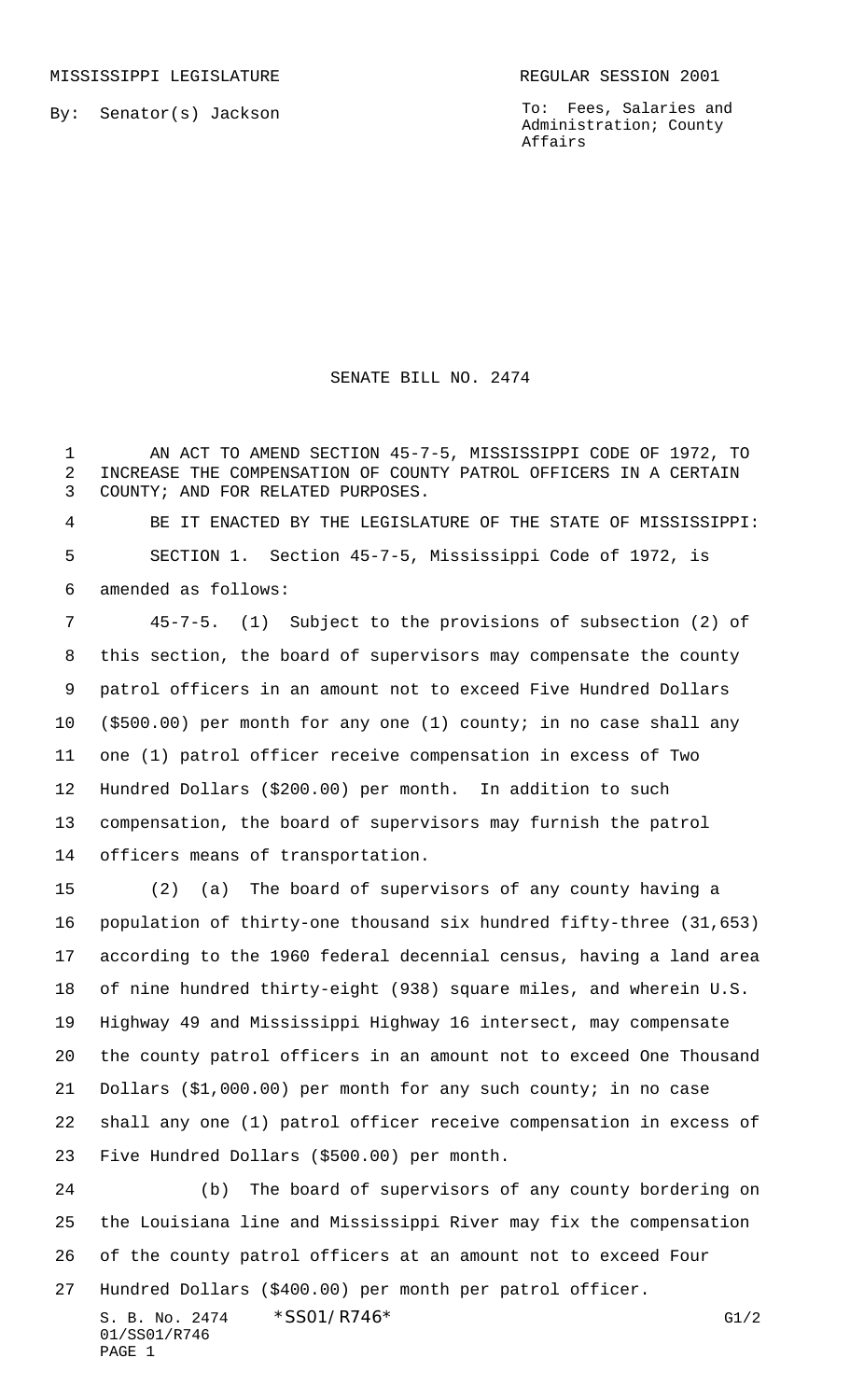MISSISSIPPI LEGISLATURE — REGULAR SESSION 2001

By: Senator(s) Jackson

To: Fees, Salaries and Administration; County Affairs

# SENATE BILL NO. 2474

AN ACT TO AMEND SECTION 45-7-5, MISSISSIPPI CODE OF 1972, TO INCREASE THE COMPENSATION OF COUNTY PATROL OFFICERS IN A CERTAIN COUNTY; AND FOR RELATED PURPOSES.

BE IT ENACTED BY THE LEGISLATURE OF THE STATE OF MISSISSIPPI:

SECTION 1. Section 45-7-5, Mississippi Code of 1972, is amended as follows:

45-7-5. (1) Subject to the provisions of subsection (2) of this section, the board of supervisors may compensate the county patrol officers in an amount not to exceed Five Hundred Dollars ($500.00) per month for any one (1) county; in no case shall any one (1) patrol officer receive compensation in excess of Two Hundred Dollars ($200.00) per month. In addition to such compensation, the board of supervisors may furnish the patrol officers means of transportation.

(2) (a) The board of supervisors of any county having a population of thirty-one thousand six hundred fifty-three (31,653) according to the 1960 federal decennial census, having a land area of nine hundred thirty-eight (938) square miles, and wherein U.S. Highway 49 and Mississippi Highway 16 intersect, may compensate the county patrol officers in an amount not to exceed One Thousand Dollars ($1,000.00) per month for any such county; in no case shall any one (1) patrol officer receive compensation in excess of Five Hundred Dollars ($500.00) per month.

(b) The board of supervisors of any county bordering on the Louisiana line and Mississippi River may fix the compensation of the county patrol officers at an amount not to exceed Four Hundred Dollars ($400.00) per month per patrol officer.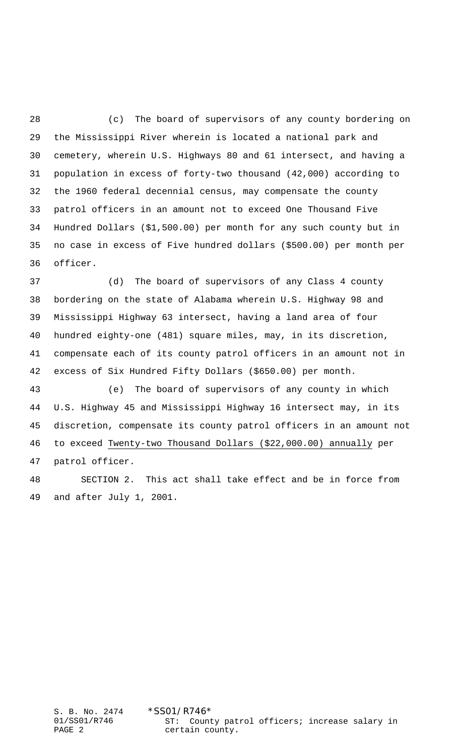(c) The board of supervisors of any county bordering on the Mississippi River wherein is located a national park and cemetery, wherein U.S. Highways 80 and 61 intersect, and having a population in excess of forty-two thousand (42,000) according to the 1960 federal decennial census, may compensate the county patrol officers in an amount not to exceed One Thousand Five Hundred Dollars ($1,500.00) per month for any such county but in no case in excess of Five hundred dollars ($500.00) per month per officer.

(d) The board of supervisors of any Class 4 county bordering on the state of Alabama wherein U.S. Highway 98 and Mississippi Highway 63 intersect, having a land area of four hundred eighty-one (481) square miles, may, in its discretion, compensate each of its county patrol officers in an amount not in excess of Six Hundred Fifty Dollars ($650.00) per month.

(e) The board of supervisors of any county in which U.S. Highway 45 and Mississippi Highway 16 intersect may, in its discretion, compensate its county patrol officers in an amount not to exceed <u>Twenty-two Thousand Dollars ($22,000.00) annually</u> per patrol officer.

SECTION 2. This act shall take effect and be in force from and after July 1, 2001.

S. B. No. 2474 *SS01/R746*
01/SS01/R746
ST: County patrol officers; increase salary in certain county.